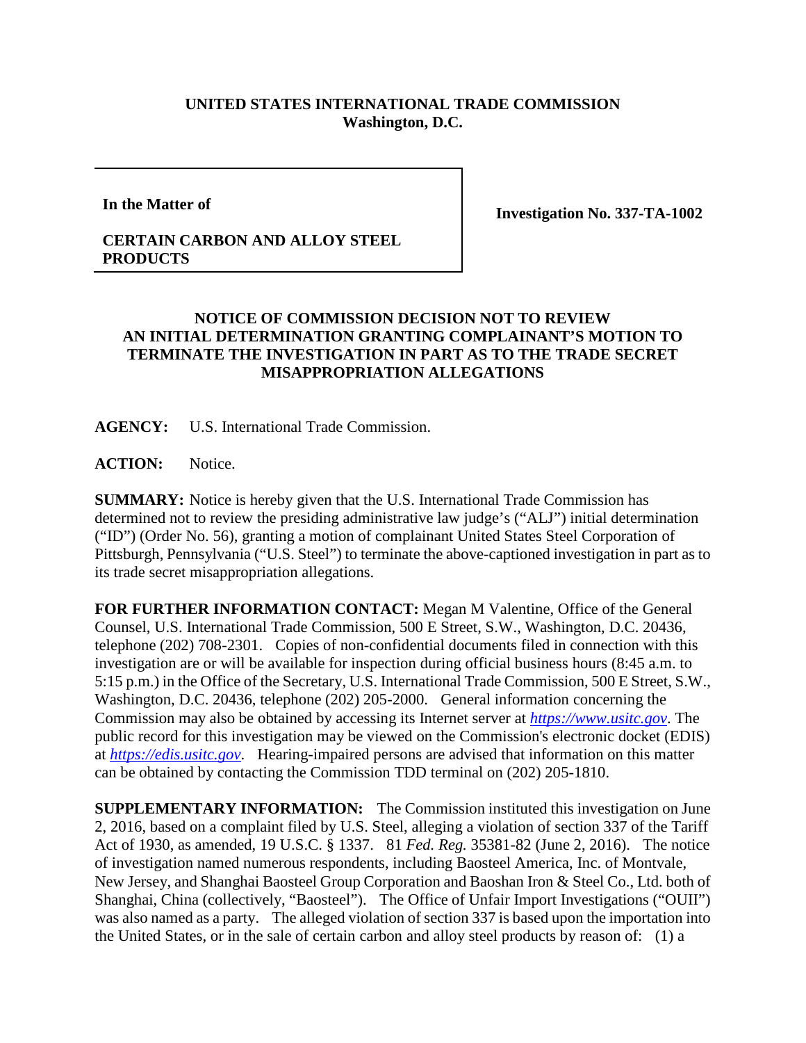**UNITED STATES INTERNATIONAL TRADE COMMISSION**
**Washington, D.C.**

| **In the Matter of** **CERTAIN CARBON AND ALLOY STEEL PRODUCTS** | **Investigation No. 337-TA-1002** |
|---|---|

**NOTICE OF COMMISSION DECISION NOT TO REVIEW AN INITIAL DETERMINATION GRANTING COMPLAINANT'S MOTION TO TERMINATE THE INVESTIGATION IN PART AS TO THE TRADE SECRET MISAPPROPRIATION ALLEGATIONS**

**AGENCY:** U.S. International Trade Commission.

**ACTION:** Notice.

**SUMMARY:** Notice is hereby given that the U.S. International Trade Commission has determined not to review the presiding administrative law judge's ("ALJ") initial determination ("ID") (Order No. 56), granting a motion of complainant United States Steel Corporation of Pittsburgh, Pennsylvania ("U.S. Steel") to terminate the above-captioned investigation in part as to its trade secret misappropriation allegations.

**FOR FURTHER INFORMATION CONTACT:** Megan M Valentine, Office of the General Counsel, U.S. International Trade Commission, 500 E Street, S.W., Washington, D.C. 20436, telephone (202) 708-2301. Copies of non-confidential documents filed in connection with this investigation are or will be available for inspection during official business hours (8:45 a.m. to 5:15 p.m.) in the Office of the Secretary, U.S. International Trade Commission, 500 E Street, S.W., Washington, D.C. 20436, telephone (202) 205-2000. General information concerning the Commission may also be obtained by accessing its Internet server at [https://www.usitc.gov](https://www.usitc.gov). The public record for this investigation may be viewed on the Commission's electronic docket (EDIS) at [https://edis.usitc.gov](https://edis.usitc.gov). Hearing-impaired persons are advised that information on this matter can be obtained by contacting the Commission TDD terminal on (202) 205-1810.

**SUPPLEMENTARY INFORMATION:** The Commission instituted this investigation on June 2, 2016, based on a complaint filed by U.S. Steel, alleging a violation of section 337 of the Tariff Act of 1930, as amended, 19 U.S.C. § 1337. 81 *Fed. Reg.* 35381-82 (June 2, 2016). The notice of investigation named numerous respondents, including Baosteel America, Inc. of Montvale, New Jersey, and Shanghai Baosteel Group Corporation and Baoshan Iron & Steel Co., Ltd. both of Shanghai, China (collectively, "Baosteel"). The Office of Unfair Import Investigations ("OUII") was also named as a party. The alleged violation of section 337 is based upon the importation into the United States, or in the sale of certain carbon and alloy steel products by reason of: (1) a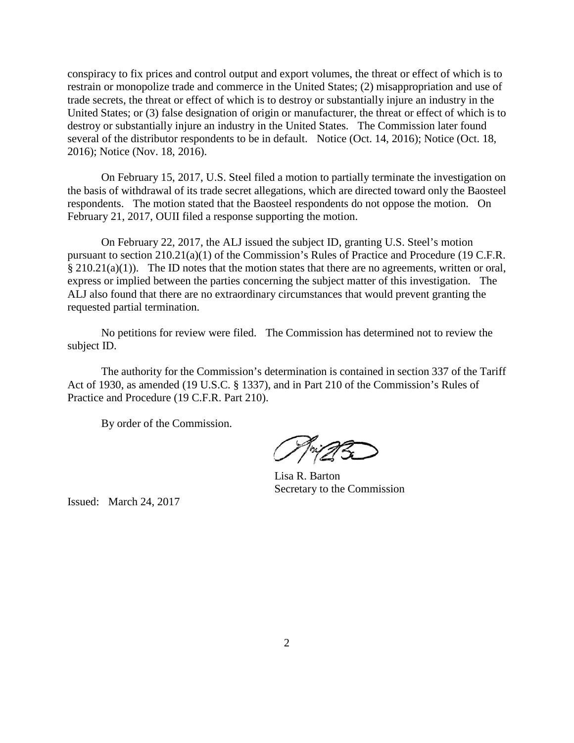conspiracy to fix prices and control output and export volumes, the threat or effect of which is to restrain or monopolize trade and commerce in the United States; (2) misappropriation and use of trade secrets, the threat or effect of which is to destroy or substantially injure an industry in the United States; or (3) false designation of origin or manufacturer, the threat or effect of which is to destroy or substantially injure an industry in the United States. The Commission later found several of the distributor respondents to be in default. Notice (Oct. 14, 2016); Notice (Oct. 18, 2016); Notice (Nov. 18, 2016).

On February 15, 2017, U.S. Steel filed a motion to partially terminate the investigation on the basis of withdrawal of its trade secret allegations, which are directed toward only the Baosteel respondents. The motion stated that the Baosteel respondents do not oppose the motion. On February 21, 2017, OUII filed a response supporting the motion.

On February 22, 2017, the ALJ issued the subject ID, granting U.S. Steel's motion pursuant to section 210.21(a)(1) of the Commission's Rules of Practice and Procedure (19 C.F.R. § 210.21(a)(1)). The ID notes that the motion states that there are no agreements, written or oral, express or implied between the parties concerning the subject matter of this investigation. The ALJ also found that there are no extraordinary circumstances that would prevent granting the requested partial termination.

No petitions for review were filed. The Commission has determined not to review the subject ID.

The authority for the Commission's determination is contained in section 337 of the Tariff Act of 1930, as amended (19 U.S.C. § 1337), and in Part 210 of the Commission's Rules of Practice and Procedure (19 C.F.R. Part 210).

By order of the Commission.

Lisa R. Barton
Secretary to the Commission

Issued: March 24, 2017